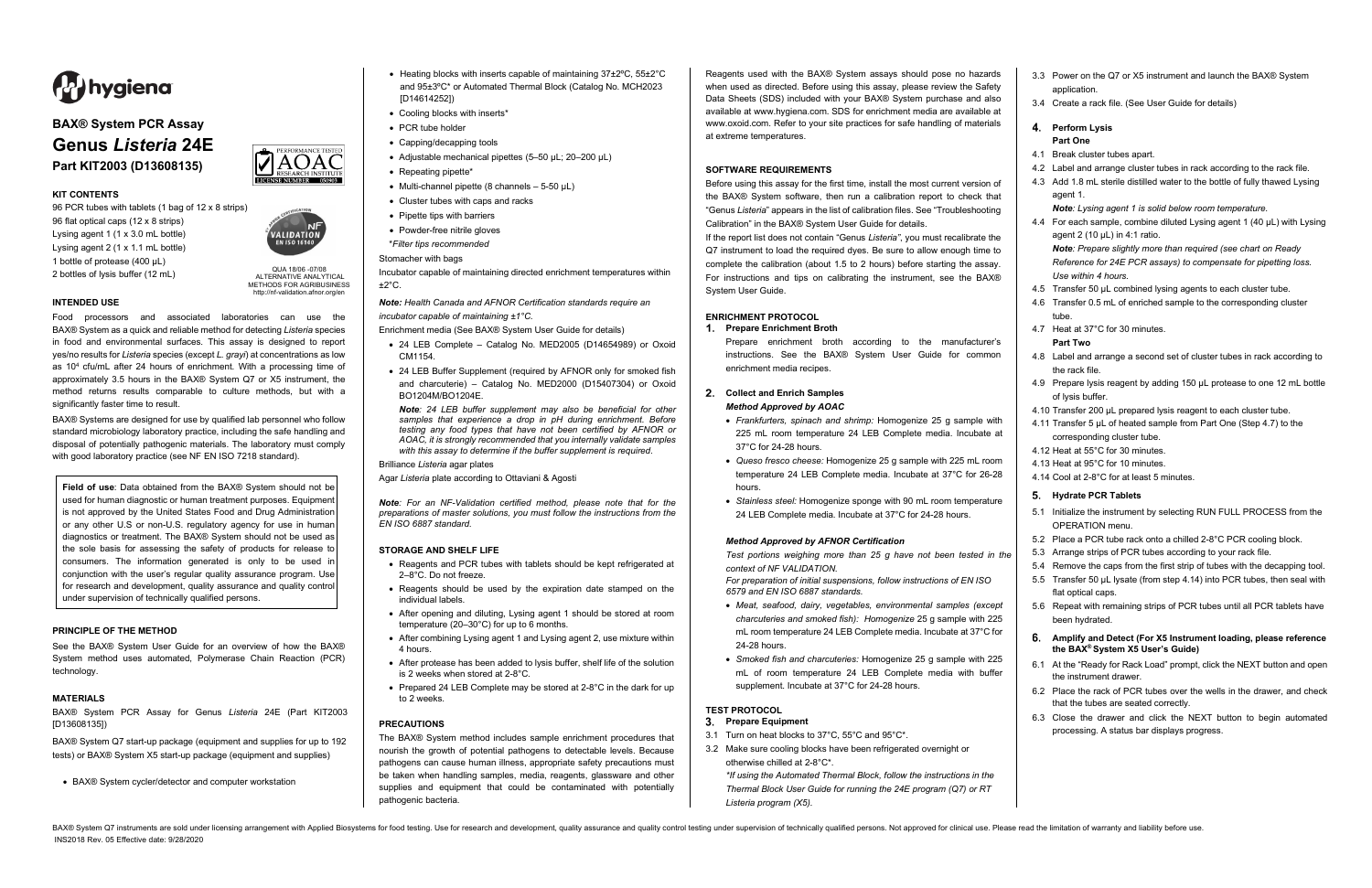# hygiena

## BAX® System PCR Assay

# Genus *Listeria* 24E

**Part KIT2003 (D13608135)**

QUA 18/06 -07/08
ALTERNATIVE ANALYTICAL METHODS FOR AGRIBUSINESS
http://nf-validation.afnor.org/en

### KIT CONTENTS

96 PCR tubes with tablets (1 bag of 12 x 8 strips)
96 flat optical caps (12 x 8 strips)
Lysing agent 1 (1 x 3.0 mL bottle)
Lysing agent 2 (1 x 1.1 mL bottle)
1 bottle of protease (400 µL)
2 bottles of lysis buffer (12 mL)

### INTENDED USE

Food processors and associated laboratories can use the BAX® System as a quick and reliable method for detecting *Listeria* species in food and environmental surfaces. This assay is designed to report yes/no results for *Listeria* species (except *L. grayi*) at concentrations as low as $10^4$ cfu/mL after 24 hours of enrichment. With a processing time of approximately 3.5 hours in the BAX® System Q7 or X5 instrument, the method returns results comparable to culture methods, but with a significantly faster time to result.

BAX® Systems are designed for use by qualified lab personnel who follow standard microbiology laboratory practice, including the safe handling and disposal of potentially pathogenic materials. The laboratory must comply with good laboratory practice (see NF EN ISO 7218 standard).

**Field of use**: Data obtained from the BAX® System should not be used for human diagnostic or human treatment purposes. Equipment is not approved by the United States Food and Drug Administration or any other U.S or non-U.S. regulatory agency for use in human diagnostics or treatment. The BAX® System should not be used as the sole basis for assessing the safety of products for release to consumers. The information generated is only to be used in conjunction with the user's regular quality assurance program. Use for research and development, quality assurance and quality control under supervision of technically qualified persons.

### PRINCIPLE OF THE METHOD

See the BAX® System User Guide for an overview of how the BAX® System method uses automated, Polymerase Chain Reaction (PCR) technology.

### MATERIALS

BAX® System PCR Assay for Genus *Listeria* 24E (Part KIT2003 [D13608135])

BAX® System Q7 start-up package (equipment and supplies for up to 192 tests) or BAX® System X5 start-up package (equipment and supplies)

- BAX® System cycler/detector and computer workstation
- Heating blocks with inserts capable of maintaining 37±2ºC, 55±2°C and 95±3ºC* or Automated Thermal Block (Catalog No. MCH2023 [D14614252])
- Cooling blocks with inserts*
- PCR tube holder
- Capping/decapping tools
- Adjustable mechanical pipettes (5–50 µL; 20–200 µL)
- Repeating pipette*
- Multi-channel pipette (8 channels – 5-50 µL)
- Cluster tubes with caps and racks
- Pipette tips with barriers
- Powder-free nitrile gloves

*\*Filter tips recommended*

Stomacher with bags

Incubator capable of maintaining directed enrichment temperatures within ±2°C.

***Note:** Health Canada and AFNOR Certification standards require an incubator capable of maintaining ±1°C.*

Enrichment media (See BAX® System User Guide for details)

- 24 LEB Complete – Catalog No. MED2005 (D14654989) or Oxoid CM1154.
- 24 LEB Buffer Supplement (required by AFNOR only for smoked fish and charcuterie) – Catalog No. MED2000 (D15407304) or Oxoid BO1204M/BO1204E.

  ***Note**: 24 LEB buffer supplement may also be beneficial for other samples that experience a drop in pH during enrichment. Before testing any food types that have not been certified by AFNOR or AOAC, it is strongly recommended that you internally validate samples with this assay to determine if the buffer supplement is required.*

Brilliance *Listeria* agar plates

Agar *Listeria* plate according to Ottaviani & Agosti

***Note**: For an NF-Validation certified method, please note that for the preparations of master solutions, you must follow the instructions from the EN ISO 6887 standard.*

### STORAGE AND SHELF LIFE

- Reagents and PCR tubes with tablets should be kept refrigerated at 2–8°C. Do not freeze.
- Reagents should be used by the expiration date stamped on the individual labels.
- After opening and diluting, Lysing agent 1 should be stored at room temperature (20–30°C) for up to 6 months.
- After combining Lysing agent 1 and Lysing agent 2, use mixture within 4 hours.
- After protease has been added to lysis buffer, shelf life of the solution is 2 weeks when stored at 2-8°C.
- Prepared 24 LEB Complete may be stored at 2-8°C in the dark for up to 2 weeks.

### PRECAUTIONS

The BAX® System method includes sample enrichment procedures that nourish the growth of potential pathogens to detectable levels. Because pathogens can cause human illness, appropriate safety precautions must be taken when handling samples, media, reagents, glassware and other supplies and equipment that could be contaminated with potentially pathogenic bacteria.

Reagents used with the BAX® System assays should pose no hazards when used as directed. Before using this assay, please review the Safety Data Sheets (SDS) included with your BAX® System purchase and also available at www.hygiena.com. SDS for enrichment media are available at www.oxoid.com. Refer to your site practices for safe handling of materials at extreme temperatures.

### SOFTWARE REQUIREMENTS

Before using this assay for the first time, install the most current version of the BAX® System software, then run a calibration report to check that "Genus *Listeria*" appears in the list of calibration files. See "Troubleshooting Calibration" in the BAX® System User Guide for details.

If the report list does not contain "Genus *Listeria*", you must recalibrate the Q7 instrument to load the required dyes. Be sure to allow enough time to complete the calibration (about 1.5 to 2 hours) before starting the assay. For instructions and tips on calibrating the instrument, see the BAX® System User Guide.

### ENRICHMENT PROTOCOL

#### 1. Prepare Enrichment Broth

Prepare enrichment broth according to the manufacturer's instructions. See the BAX® System User Guide for common enrichment media recipes.

#### 2. Collect and Enrich Samples

***Method Approved by AOAC***

- *Frankfurters, spinach and shrimp:* Homogenize 25 g sample with 225 mL room temperature 24 LEB Complete media. Incubate at 37°C for 24-28 hours.
- *Queso fresco cheese:* Homogenize 25 g sample with 225 mL room temperature 24 LEB Complete media. Incubate at 37°C for 26-28 hours.
- *Stainless steel:* Homogenize sponge with 90 mL room temperature 24 LEB Complete media. Incubate at 37°C for 24-28 hours.

***Method Approved by AFNOR Certification***

*Test portions weighing more than 25 g have not been tested in the context of NF VALIDATION.*

*For preparation of initial suspensions, follow instructions of EN ISO 6579 and EN ISO 6887 standards.*

- *Meat, seafood, dairy, vegetables, environmental samples (except charcuteries and smoked fish): Homogenize* 25 g sample with 225 mL room temperature 24 LEB Complete media. Incubate at 37°C for 24-28 hours.
- *Smoked fish and charcuteries:* Homogenize 25 g sample with 225 mL of room temperature 24 LEB Complete media with buffer supplement. Incubate at 37°C for 24-28 hours.

### TEST PROTOCOL

#### 3. Prepare Equipment

3.1 Turn on heat blocks to 37°C, 55°C and 95°C*.

3.2 Make sure cooling blocks have been refrigerated overnight or otherwise chilled at 2-8°C*.

*\*If using the Automated Thermal Block, follow the instructions in the Thermal Block User Guide for running the 24E program (Q7) or RT Listeria program (X5).*

3.3 Power on the Q7 or X5 instrument and launch the BAX® System application.

3.4 Create a rack file. (See User Guide for details)

#### 4. Perform Lysis

**Part One**

4.1 Break cluster tubes apart.

4.2 Label and arrange cluster tubes in rack according to the rack file.

4.3 Add 1.8 mL sterile distilled water to the bottle of fully thawed Lysing agent 1.

***Note**: Lysing agent 1 is solid below room temperature.*

4.4 For each sample, combine diluted Lysing agent 1 (40 µL) with Lysing agent 2 (10 µL) in 4:1 ratio.

***Note**: Prepare slightly more than required (see chart on Ready Reference for 24E PCR assays) to compensate for pipetting loss. Use within 4 hours.*

4.5 Transfer 50 µL combined lysing agents to each cluster tube.

4.6 Transfer 0.5 mL of enriched sample to the corresponding cluster tube.

4.7 Heat at 37°C for 30 minutes.

**Part Two**

4.8 Label and arrange a second set of cluster tubes in rack according to the rack file.

4.9 Prepare lysis reagent by adding 150 µL protease to one 12 mL bottle of lysis buffer.

4.10 Transfer 200 µL prepared lysis reagent to each cluster tube.

4.11 Transfer 5 µL of heated sample from Part One (Step 4.7) to the corresponding cluster tube.

4.12 Heat at 55°C for 30 minutes.

4.13 Heat at 95°C for 10 minutes.

4.14 Cool at 2-8°C for at least 5 minutes.

#### 5. Hydrate PCR Tablets

5.1 Initialize the instrument by selecting RUN FULL PROCESS from the OPERATION menu.

5.2 Place a PCR tube rack onto a chilled 2-8°C PCR cooling block.

5.3 Arrange strips of PCR tubes according to your rack file.

5.4 Remove the caps from the first strip of tubes with the decapping tool.

5.5 Transfer 50 µL lysate (from step 4.14) into PCR tubes, then seal with flat optical caps.

5.6 Repeat with remaining strips of PCR tubes until all PCR tablets have been hydrated.

#### 6. Amplify and Detect (For X5 Instrument loading, please reference the BAX® System X5 User's Guide)

6.1 At the "Ready for Rack Load" prompt, click the NEXT button and open the instrument drawer.

6.2 Place the rack of PCR tubes over the wells in the drawer, and check that the tubes are seated correctly.

6.3 Close the drawer and click the NEXT button to begin automated processing. A status bar displays progress.

BAX® System Q7 instruments are sold under licensing arrangement with Applied Biosystems for food testing. Use for research and development, quality assurance and quality control testing under supervision of technically qualified persons. Not approved for clinical use. Please read the limitation of warranty and liability before use.
INS2018 Rev. 05 Effective date: 9/28/2020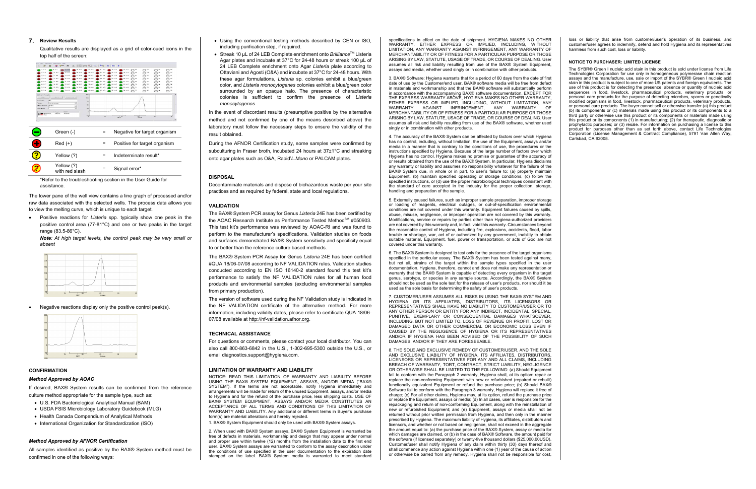## 7. Review Results

Qualitative results are displayed as a grid of color-cued icons in the top half of the screen:

| | | | |
|---|---|---|---|
| (green icon) | Green (-) | = | Negative for target organism |
| (red icon) | Red (+) | = | Positive for target organism |
| (yellow icon) | Yellow (?) | = | Indeterminate result* |
| (yellow slashed icon) | Yellow (?) with red slash | = | Signal error* |

*Refer to the troubleshooting section in the User Guide for assistance.

The lower pane of the well view contains a line graph of processed and/or raw data associated with the selected wells. The process data allows you to view the melting curve, which is unique to each target.

- Positive reactions for *Listeria* spp. typically show one peak in the positive control area (77-81°C) and one or two peaks in the target range (83.5-86°C).

  ***Note**: At high target levels, the control peak may be very small or absent*

- Negative reactions display only the positive control peak(s).

## CONFIRMATION

### *Method Approved by AOAC*

If desired, BAX® System results can be confirmed from the reference culture method appropriate for the sample type, such as:

- U.S. FDA Bacteriological Analytical Manual (BAM)
- USDA FSIS Microbiology Laboratory Guidebook (MLG)
- Health Canada Compendium of Analytical Methods
- International Organization for Standardization (ISO)

### *Method Approved by AFNOR Certification*

All samples identified as positive by the BAX® System method must be confirmed in one of the following ways:

- Using the conventional testing methods described by CEN or ISO, including purification step, if required.
- Streak 10 µL of 24 LEB Complete enrichment onto *Brilliance*™ Listeria Agar plates and incubate at 37°C for 24-48 hours or streak 100 µL of 24 LEB Complete enrichment onto Agar *Listeria* plate according to Ottaviani and Agosti (O&A) and incubate at 37°C for 24-48 hours. With these agar formulations, *Listeria* sp. colonies exhibit a blue/green color, and *Listeria monocytogenes* colonies exhibit a blue/green color surrounded by an opaque halo. The presence of characteristic colonies is sufficient to confirm the presence of *Listeria monocytogenes*.

In the event of discordant results (presumptive positive by the alternative method and not confirmed by one of the means described above) the laboratory must follow the necessary steps to ensure the validity of the result obtained.

During the AFNOR Certification study, some samples were confirmed by subculturing in Fraser broth, incubated 24 hours at 37±1°C and streaking onto agar plates such as O&A, Rapid'*L.Mono* or PALCAM plates.

## DISPOSAL

Decontaminate materials and dispose of biohazardous waste per your site practices and as required by federal, state and local regulations.

## VALIDATION

The BAX® System PCR assay for Genus *Listeria* 24E has been certified by the AOAC Research Institute as Performance Tested Method℠ #050903. This test kit's performance was reviewed by AOAC-RI and was found to perform to the manufacturer's specifications. Validation studies on foods and surfaces demonstrated BAX® System sensitivity and specificity equal to or better than the reference culture based methods.

The BAX® System PCR Assay for Genus *Listeria* 24E has been certified #QUA 18/06-07/08 according to NF VALIDATION rules. Validation studies conducted according to EN ISO 16140-2 standard found this test kit's performance to satisfy the NF VALIDATION rules for all human food products and environmental samples (excluding environmental samples from primary production).

The version of software used during the NF Validation study is indicated in the NF VALIDATION certificate of the alternative method. For more information, including validity dates, please refer to certificate QUA 18/06-07/08 available at http://nf-validation.afnor.org.

## TECHNICAL ASSISTANCE

For questions or comments, please contact your local distributor. You can also call 800-863-6842 in the U.S., 1-302-695-5300 outside the U.S., or email diagnostics.support@hygiena.com.

## LIMITATION OF WARRANTY AND LIABILITY

NOTICE: READ THIS LIMITATION OF WARRANTY AND LIABILITY BEFORE USING THE BAX® SYSTEM EQUIPMENT, ASSAYS, AND/OR MEDIA ("BAX® SYSTEM"). If the terms are not acceptable, notify Hygiena immediately and arrangements will be made for return of the unused Equipment, assays, and/or media to Hygiena and for the refund of the purchase price, less shipping costs. USE OF BAX® SYSTEM EQUIPMENT, ASSAYS AND/OR MEDIA CONSTITUTES AN ACCEPTANCE OF ALL TERMS AND CONDITIONS OF THIS LIMITATION OF WARRANTY AND LIABILITY. Any additional or different terms in Buyer's purchase form(s) are material alterations and hereby rejected.

1. BAX® System Equipment should only be used with BAX® System assays.

2. When used with BAX® System assays, BAX® System Equipment is warranted be free of defects in materials, workmanship and design that may appear under normal and proper use within twelve (12) months from the installation date to the first end user. BAX® System assays are warranted to conform to the assay description under the conditions of use specified in the user documentation to the expiration date stamped on the label. BAX® System media is warranted to meet standard specifications in effect on the date of shipment. HYGIENA MAKES NO OTHER WARRANTY, EITHER EXPRESS OR IMPLIED, INCLUDING, WITHOUT LIMITATION, ANY WARRANTY AGAINST INFRINGEMENT, ANY WARRANTY OF MERCHANTABILITY OR OF FITNESS FOR A PARTICULAR PURPOSE OR THOSE ARISING BY LAW, STATUTE, USAGE OF TRADE, OR COURSE OF DEALING. User assumes all risk and liability resulting from use of the BAX® System Equipment, assays and media, whether used singly or in combination with other products.

3. BAX® Software: Hygiena warrants that for a period of 60 days from the date of first date of use by the Customer/end user, BAX® software media will be free from defect in materials and workmanship and that the BAX® software will substantially perform in accordance with the accompanying BAX® software documentation. EXCEPT FOR THE EXPRESS WARRANTY ABOVE, HYGIENA MAKES NO OTHER WARRANTY, EITHER EXPRESS OR IMPLIED, INCLUDING, WITHOUT LIMITATION, ANY WARRANTY AGAINST INFRINGEMENT, ANY WARRANTY OF MERCHANTABILITY OR OF FITNESS FOR A PARTICULAR PURPOSE OR THOSE ARISING BY LAW, STATUTE, USAGE OF TRADE, OR COURSE OF DEALING. User assumes all risk and liability resulting from use of the BAX® software, whether used singly or in combination with other products.

4. The accuracy of the BAX® System can be affected by factors over which Hygiena has no control, including, without limitation, the use of the Equipment, assays and/or media in a manner that is contrary to the conditions of use, the procedures or the instructions specified by Hygiena. Because of the large number of factors over which Hygiena has no control, Hygiena makes no promise or guarantee of the accuracy of or results obtained from the use of the BAX® System. In particular, Hygiena disclaims any warranty or liability and assumes no responsibility whatever for the failure of the BAX® System due, in whole or in part, to user's failure to: (a) properly maintain Equipment, (b) maintain specified operating or storage conditions, (c) follow the specified instructions, or (d) use the proper microbiological techniques consistent with the standard of care accepted in the industry for the proper collection, storage, handling and preparation of the sample.

5. Externally caused failures, such as improper sample preparation, improper storage or loading of reagents, electrical outages, or out-of-specification environmental conditions are not covered under this warranty. Equipment failures caused by spills, abuse, misuse, negligence, or improper operation are not covered by this warranty. Modifications, service or repairs by parties other than Hygiena-authorized providers are not covered by this warranty and, in fact, void this warranty. Circumstances beyond the reasonable control of Hygiena, including fire, explosions, accidents, flood, labor trouble or shortage, war, act of or authorized by any government, inability to obtain suitable material, Equipment, fuel, power or transportation, or acts of God are not covered under this warranty.

6. The BAX® System is designed to test only for the presence of the target organisms specified in the particular assay. The BAX® System has been tested against many, but not all, strains of the target within the sample types specified in the user documentation. Hygiena, therefore, cannot and does not make any representation or warranty that the BAX® System is capable of detecting every organism in the target genus, serotype, or species in any sample source. Accordingly, the BAX® System should not be used as the sole test for the release of user's products, nor should it be used as the sole basis for determining the safety of user's products.

7. CUSTOMER/USER ASSUMES ALL RISKS IN USING THE BAX® SYSTEM AND HYGIENA OR ITS AFFILIATES, DISTRIBUTORS, ITS LICENSORS OR REPRESENTATIVES SHALL HAVE NO LIABILITY TO CUSTOMER/USER OR TO ANY OTHER PERSON OR ENTITY FOR ANY INDIRECT, INCIDENTAL, SPECIAL, PUNITIVE, EXEMPLARY OR CONSEQUENTIAL DAMAGES WHATSOEVER, INCLUDING, BUT NOT LIMITED TO, LOSS OF REVENUE OR PROFIT, LOST OR DAMAGED DATA OR OTHER COMMERCIAL OR ECONOMIC LOSS EVEN IF CAUSED BY THE NEGLIGENCE OF HYGIENA OR ITS REPRESENTATIVES AND/OR IF HYGIENA HAS BEEN ADVISED OF THE POSSIBILITY OF SUCH DAMAGES, AND/OR IF THEY ARE FORESEEABLE.

8. THE SOLE AND EXCLUSIVE REMEDY OF CUSTOMER/USER, AND THE SOLE AND EXCLUSIVE LIABILITY OF HYGIENA, ITS AFFILIATES, DISTRIBUTORS, LICENSORS OR REPRESENTATIVES FOR ANY AND ALL CLAIMS, INCLUDING BREACH OF WARRANTY, TORT, CONTRACT, STRICT LIABILITY, NEGLIGENCE OR OTHERWISE SHALL BE LIMITED TO THE FOLLOWING: (a) Should Equipment fail to conform with the Paragraph 2 warranty, Hygiena shall, at its option: repair or replace the non-conforming Equipment with new or refurbished (repaired or rebuilt) functionally equivalent Equipment or refund the purchase price; (b) Should BAX® Software fail to conform with the Paragraph 3 warranty, Hygiena will replace it free of charge; (c) For all other claims, Hygiena may, at its option, refund the purchase price or replace the Equipment, assays or media; (d) In all cases, user is responsible for the repackaging and return of non-conforming Equipment, along with the reinstallation of new or refurbished Equipment; and (e) Equipment, assays or media shall not be returned without prior written permission from Hygiena, and then only in the manner prescribed by Hygiena. The maximum liability of Hygiena, its affiliates, distributors and licensors, and whether or not based on negligence, shall not exceed in the aggregate the amount equal to: (a) the purchase price of the BAX® System, assay or media for which damages are claimed, or (b) in the case of BAX® Software, the amount paid for the software (if licensed separately) or twenty-five thousand dollars ($25,000.00USD). Customer/user shall notify Hygiena of any claim within thirty (30) days thereof and shall commence any action against Hygiena within one (1) year of the cause of action or otherwise be barred from any remedy. Hygiena shall not be responsible for cost, loss or liability that arise from customer/user's operation of its business, and customer/user agrees to indemnify, defend and hold Hygiena and its representatives harmless from such cost, loss or liability.

## NOTICE TO PURCHASER: LIMITED LICENSE

The SYBR® Green I nucleic acid stain in this product is sold under license from Life Technologies Corporation for use only in homogeneous polymerase chain reaction assays and the manufacture, use, sale or import of the SYBR® Green I nucleic acid stain in this product is subject to one or more US patents and foreign equivalents. The use of this product is for detecting the presence, absence or quantity of nucleic acid sequences in food, livestock, pharmaceutical products, veterinary products, or personal care products for the purpose of detecting microbes, spores or genetically modified organisms in food, livestock, pharmaceutical products, veterinary products, or personal care products. The buyer cannot sell or otherwise transfer (a) this product (b) its components or (c) materials made using this product or its components to a third party or otherwise use this product or its components or materials made using this product or its components (1) in manufacturing; (2) for therapeutic, diagnostic or prophylactic purposes; or (3) resale. For information on purchasing a license to this product for purposes other than as set forth above, contact Life Technologies Corporation (License Management & Contract Compliance), 5791 Van Allen Way, Carlsbad, CA 92008.